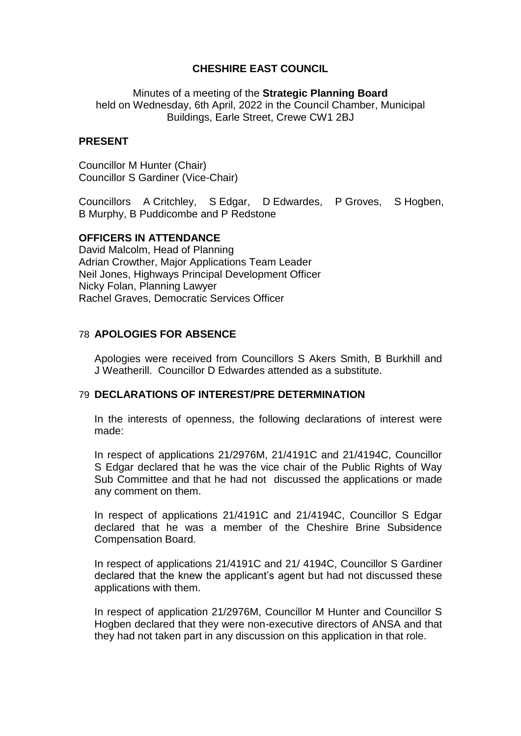# CHESHIRE EAST COUNCIL

Minutes of a meeting of the **Strategic Planning Board** held on Wednesday, 6th April, 2022 in the Council Chamber, Municipal Buildings, Earle Street, Crewe CW1 2BJ

## PRESENT

Councillor M Hunter (Chair)
Councillor S Gardiner (Vice-Chair)

Councillors A Critchley, S Edgar, D Edwardes, P Groves, S Hogben, B Murphy, B Puddicombe and P Redstone

## OFFICERS IN ATTENDANCE

David Malcolm, Head of Planning
Adrian Crowther, Major Applications Team Leader
Neil Jones, Highways Principal Development Officer
Nicky Folan, Planning Lawyer
Rachel Graves, Democratic Services Officer

## 78 APOLOGIES FOR ABSENCE

Apologies were received from Councillors S Akers Smith, B Burkhill and J Weatherill. Councillor D Edwardes attended as a substitute.

## 79 DECLARATIONS OF INTEREST/PRE DETERMINATION

In the interests of openness, the following declarations of interest were made:

In respect of applications 21/2976M, 21/4191C and 21/4194C, Councillor S Edgar declared that he was the vice chair of the Public Rights of Way Sub Committee and that he had not discussed the applications or made any comment on them.

In respect of applications 21/4191C and 21/4194C, Councillor S Edgar declared that he was a member of the Cheshire Brine Subsidence Compensation Board.

In respect of applications 21/4191C and 21/ 4194C, Councillor S Gardiner declared that the knew the applicant's agent but had not discussed these applications with them.

In respect of application 21/2976M, Councillor M Hunter and Councillor S Hogben declared that they were non-executive directors of ANSA and that they had not taken part in any discussion on this application in that role.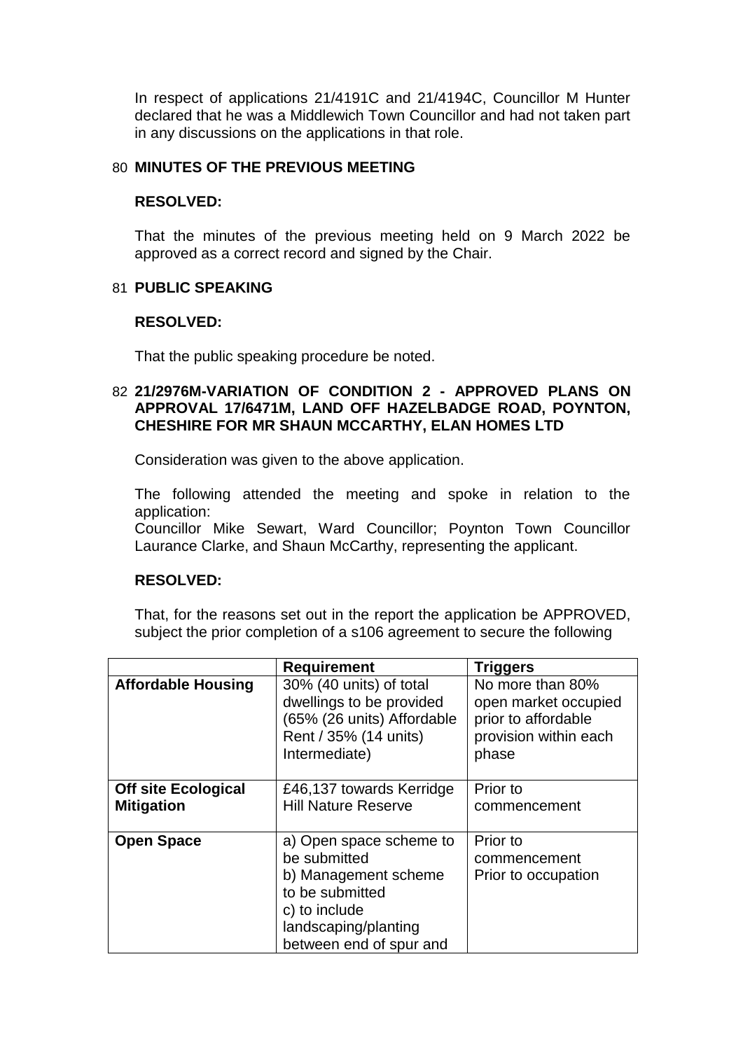In respect of applications 21/4191C and 21/4194C, Councillor M Hunter declared that he was a Middlewich Town Councillor and had not taken part in any discussions on the applications in that role.

## 80 MINUTES OF THE PREVIOUS MEETING

**RESOLVED:**

That the minutes of the previous meeting held on 9 March 2022 be approved as a correct record and signed by the Chair.

## 81 PUBLIC SPEAKING

**RESOLVED:**

That the public speaking procedure be noted.

## 82 21/2976M-VARIATION OF CONDITION 2 - APPROVED PLANS ON APPROVAL 17/6471M, LAND OFF HAZELBADGE ROAD, POYNTON, CHESHIRE FOR MR SHAUN MCCARTHY, ELAN HOMES LTD

Consideration was given to the above application.

The following attended the meeting and spoke in relation to the application:
Councillor Mike Sewart, Ward Councillor; Poynton Town Councillor Laurance Clarke, and Shaun McCarthy, representing the applicant.

**RESOLVED:**

That, for the reasons set out in the report the application be APPROVED, subject the prior completion of a s106 agreement to secure the following

| | **Requirement** | **Triggers** |
|---|---|---|
| **Affordable Housing** | 30% (40 units) of total dwellings to be provided (65% (26 units) Affordable Rent / 35% (14 units) Intermediate) | No more than 80% open market occupied prior to affordable provision within each phase |
| **Off site Ecological Mitigation** | £46,137 towards Kerridge Hill Nature Reserve | Prior to commencement |
| **Open Space** | a) Open space scheme to be submitted<br>b) Management scheme to be submitted<br>c) to include landscaping/planting between end of spur and | Prior to commencement<br>Prior to occupation |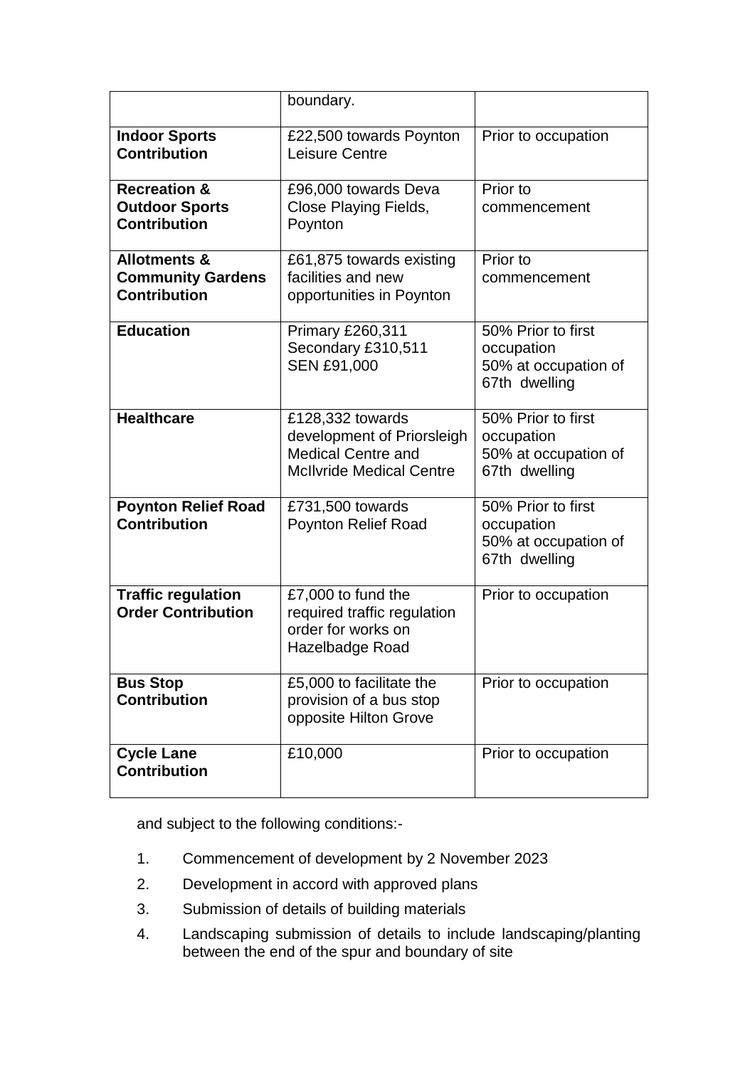| | | |
|---|---|---|
| | boundary. | |
| **Indoor Sports Contribution** | £22,500 towards Poynton Leisure Centre | Prior to occupation |
| **Recreation & Outdoor Sports Contribution** | £96,000 towards Deva Close Playing Fields, Poynton | Prior to commencement |
| **Allotments & Community Gardens Contribution** | £61,875 towards existing facilities and new opportunities in Poynton | Prior to commencement |
| **Education** | Primary £260,311<br>Secondary £310,511<br>SEN £91,000 | 50% Prior to first occupation<br>50% at occupation of 67th dwelling |
| **Healthcare** | £128,332 towards development of Priorsleigh Medical Centre and McIlvride Medical Centre | 50% Prior to first occupation<br>50% at occupation of 67th dwelling |
| **Poynton Relief Road Contribution** | £731,500 towards Poynton Relief Road | 50% Prior to first occupation<br>50% at occupation of 67th dwelling |
| **Traffic regulation Order Contribution** | £7,000 to fund the required traffic regulation order for works on Hazelbadge Road | Prior to occupation |
| **Bus Stop Contribution** | £5,000 to facilitate the provision of a bus stop opposite Hilton Grove | Prior to occupation |
| **Cycle Lane Contribution** | £10,000 | Prior to occupation |

and subject to the following conditions:-

1. Commencement of development by 2 November 2023
2. Development in accord with approved plans
3. Submission of details of building materials
4. Landscaping submission of details to include landscaping/planting between the end of the spur and boundary of site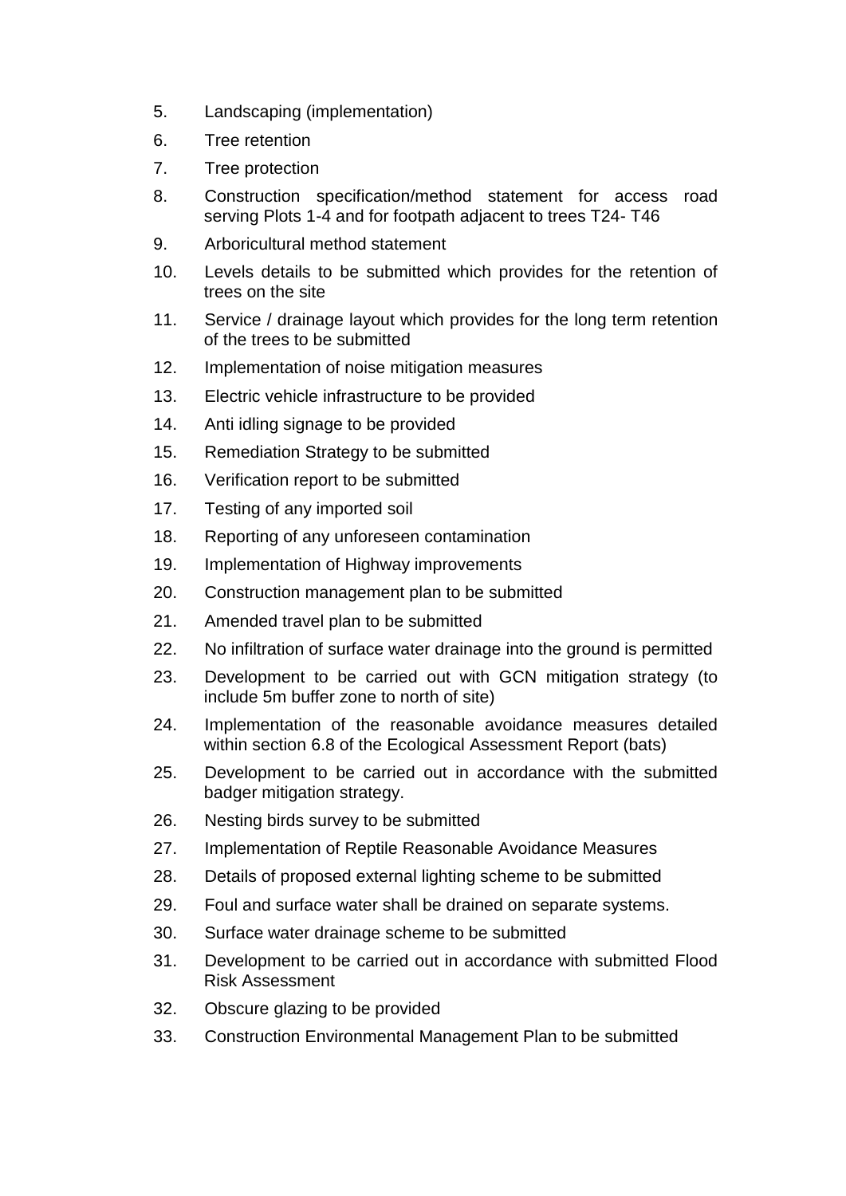5. Landscaping (implementation)
6. Tree retention
7. Tree protection
8. Construction specification/method statement for access road serving Plots 1-4 and for footpath adjacent to trees T24- T46
9. Arboricultural method statement
10. Levels details to be submitted which provides for the retention of trees on the site
11. Service / drainage layout which provides for the long term retention of the trees to be submitted
12. Implementation of noise mitigation measures
13. Electric vehicle infrastructure to be provided
14. Anti idling signage to be provided
15. Remediation Strategy to be submitted
16. Verification report to be submitted
17. Testing of any imported soil
18. Reporting of any unforeseen contamination
19. Implementation of Highway improvements
20. Construction management plan to be submitted
21. Amended travel plan to be submitted
22. No infiltration of surface water drainage into the ground is permitted
23. Development to be carried out with GCN mitigation strategy (to include 5m buffer zone to north of site)
24. Implementation of the reasonable avoidance measures detailed within section 6.8 of the Ecological Assessment Report (bats)
25. Development to be carried out in accordance with the submitted badger mitigation strategy.
26. Nesting birds survey to be submitted
27. Implementation of Reptile Reasonable Avoidance Measures
28. Details of proposed external lighting scheme to be submitted
29. Foul and surface water shall be drained on separate systems.
30. Surface water drainage scheme to be submitted
31. Development to be carried out in accordance with submitted Flood Risk Assessment
32. Obscure glazing to be provided
33. Construction Environmental Management Plan to be submitted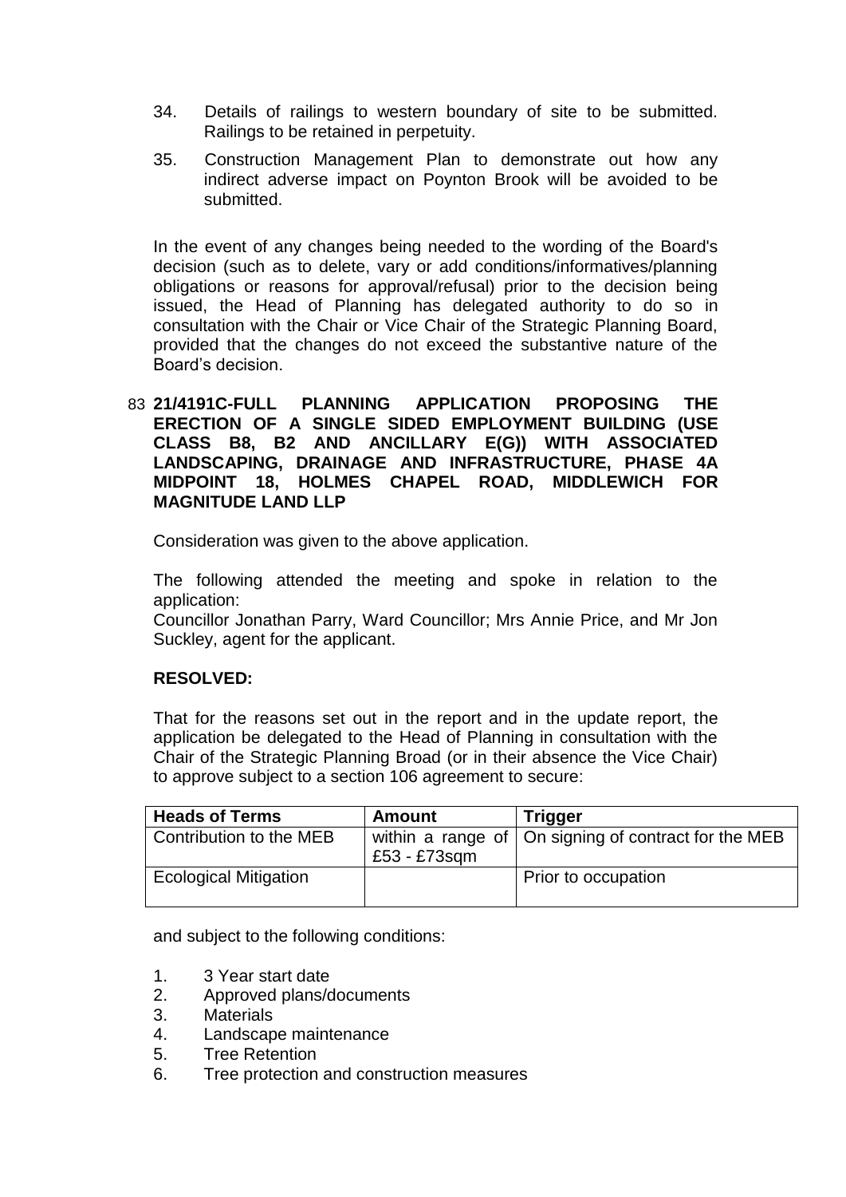34. Details of railings to western boundary of site to be submitted. Railings to be retained in perpetuity.
35. Construction Management Plan to demonstrate out how any indirect adverse impact on Poynton Brook will be avoided to be submitted.

In the event of any changes being needed to the wording of the Board's decision (such as to delete, vary or add conditions/informatives/planning obligations or reasons for approval/refusal) prior to the decision being issued, the Head of Planning has delegated authority to do so in consultation with the Chair or Vice Chair of the Strategic Planning Board, provided that the changes do not exceed the substantive nature of the Board's decision.

83 **21/4191C-FULL PLANNING APPLICATION PROPOSING THE ERECTION OF A SINGLE SIDED EMPLOYMENT BUILDING (USE CLASS B8, B2 AND ANCILLARY E(G)) WITH ASSOCIATED LANDSCAPING, DRAINAGE AND INFRASTRUCTURE, PHASE 4A MIDPOINT 18, HOLMES CHAPEL ROAD, MIDDLEWICH FOR MAGNITUDE LAND LLP**

Consideration was given to the above application.

The following attended the meeting and spoke in relation to the application:
Councillor Jonathan Parry, Ward Councillor; Mrs Annie Price, and Mr Jon Suckley, agent for the applicant.

**RESOLVED:**

That for the reasons set out in the report and in the update report, the application be delegated to the Head of Planning in consultation with the Chair of the Strategic Planning Broad (or in their absence the Vice Chair) to approve subject to a section 106 agreement to secure:

| Heads of Terms | Amount | Trigger |
|---|---|---|
| Contribution to the MEB | within a range of £53 - £73sqm | On signing of contract for the MEB |
| Ecological Mitigation | | Prior to occupation |

and subject to the following conditions:

1. 3 Year start date
2. Approved plans/documents
3. Materials
4. Landscape maintenance
5. Tree Retention
6. Tree protection and construction measures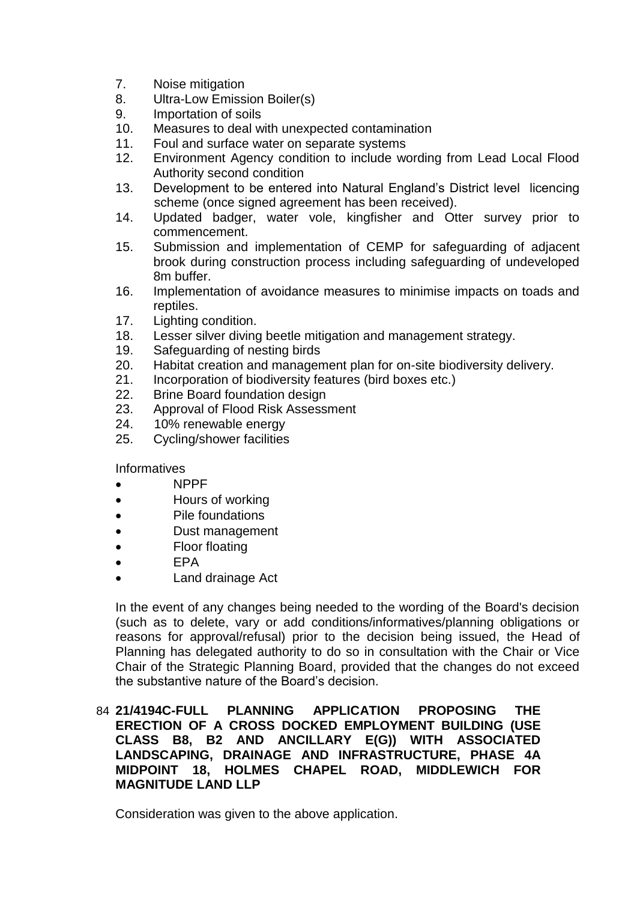7. Noise mitigation
8. Ultra-Low Emission Boiler(s)
9. Importation of soils
10. Measures to deal with unexpected contamination
11. Foul and surface water on separate systems
12. Environment Agency condition to include wording from Lead Local Flood Authority second condition
13. Development to be entered into Natural England's District level licencing scheme (once signed agreement has been received).
14. Updated badger, water vole, kingfisher and Otter survey prior to commencement.
15. Submission and implementation of CEMP for safeguarding of adjacent brook during construction process including safeguarding of undeveloped 8m buffer.
16. Implementation of avoidance measures to minimise impacts on toads and reptiles.
17. Lighting condition.
18. Lesser silver diving beetle mitigation and management strategy.
19. Safeguarding of nesting birds
20. Habitat creation and management plan for on-site biodiversity delivery.
21. Incorporation of biodiversity features (bird boxes etc.)
22. Brine Board foundation design
23. Approval of Flood Risk Assessment
24. 10% renewable energy
25. Cycling/shower facilities

Informatives

- NPPF
- Hours of working
- Pile foundations
- Dust management
- Floor floating
- EPA
- Land drainage Act

In the event of any changes being needed to the wording of the Board's decision (such as to delete, vary or add conditions/informatives/planning obligations or reasons for approval/refusal) prior to the decision being issued, the Head of Planning has delegated authority to do so in consultation with the Chair or Vice Chair of the Strategic Planning Board, provided that the changes do not exceed the substantive nature of the Board's decision.

## 84 21/4194C-FULL PLANNING APPLICATION PROPOSING THE ERECTION OF A CROSS DOCKED EMPLOYMENT BUILDING (USE CLASS B8, B2 AND ANCILLARY E(G)) WITH ASSOCIATED LANDSCAPING, DRAINAGE AND INFRASTRUCTURE, PHASE 4A MIDPOINT 18, HOLMES CHAPEL ROAD, MIDDLEWICH FOR MAGNITUDE LAND LLP

Consideration was given to the above application.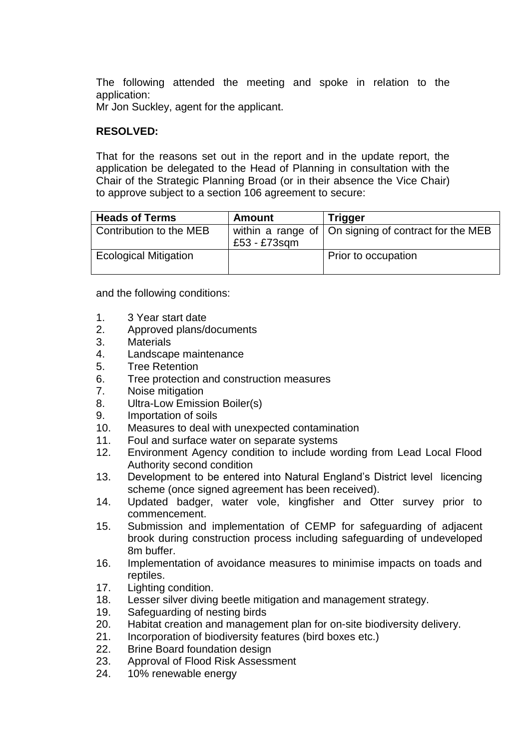The following attended the meeting and spoke in relation to the application:
Mr Jon Suckley, agent for the applicant.

**RESOLVED:**

That for the reasons set out in the report and in the update report, the application be delegated to the Head of Planning in consultation with the Chair of the Strategic Planning Broad (or in their absence the Vice Chair) to approve subject to a section 106 agreement to secure:

| Heads of Terms | Amount | Trigger |
|---|---|---|
| Contribution to the MEB | within a range of £53 - £73sqm | On signing of contract for the MEB |
| Ecological Mitigation | | Prior to occupation |

and the following conditions:

1. 3 Year start date
2. Approved plans/documents
3. Materials
4. Landscape maintenance
5. Tree Retention
6. Tree protection and construction measures
7. Noise mitigation
8. Ultra-Low Emission Boiler(s)
9. Importation of soils
10. Measures to deal with unexpected contamination
11. Foul and surface water on separate systems
12. Environment Agency condition to include wording from Lead Local Flood Authority second condition
13. Development to be entered into Natural England's District level licencing scheme (once signed agreement has been received).
14. Updated badger, water vole, kingfisher and Otter survey prior to commencement.
15. Submission and implementation of CEMP for safeguarding of adjacent brook during construction process including safeguarding of undeveloped 8m buffer.
16. Implementation of avoidance measures to minimise impacts on toads and reptiles.
17. Lighting condition.
18. Lesser silver diving beetle mitigation and management strategy.
19. Safeguarding of nesting birds
20. Habitat creation and management plan for on-site biodiversity delivery.
21. Incorporation of biodiversity features (bird boxes etc.)
22. Brine Board foundation design
23. Approval of Flood Risk Assessment
24. 10% renewable energy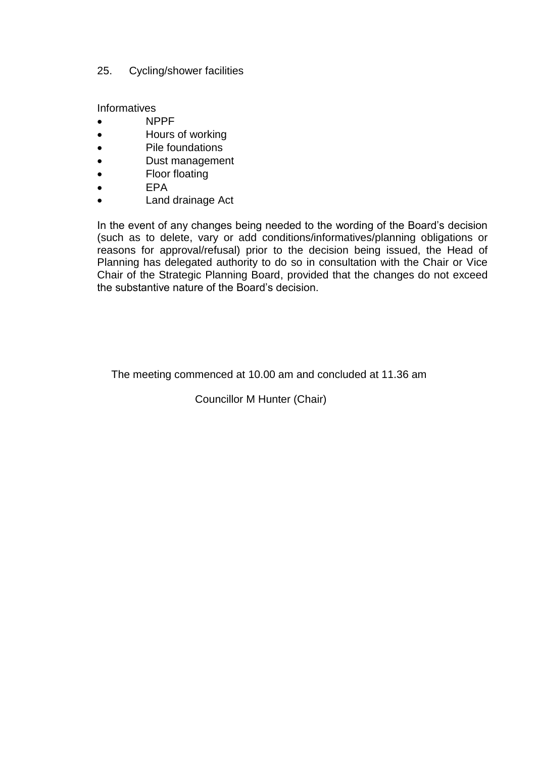25. Cycling/shower facilities

Informatives

- NPPF
- Hours of working
- Pile foundations
- Dust management
- Floor floating
- EPA
- Land drainage Act

In the event of any changes being needed to the wording of the Board's decision (such as to delete, vary or add conditions/informatives/planning obligations or reasons for approval/refusal) prior to the decision being issued, the Head of Planning has delegated authority to do so in consultation with the Chair or Vice Chair of the Strategic Planning Board, provided that the changes do not exceed the substantive nature of the Board's decision.

The meeting commenced at 10.00 am and concluded at 11.36 am

Councillor M Hunter (Chair)